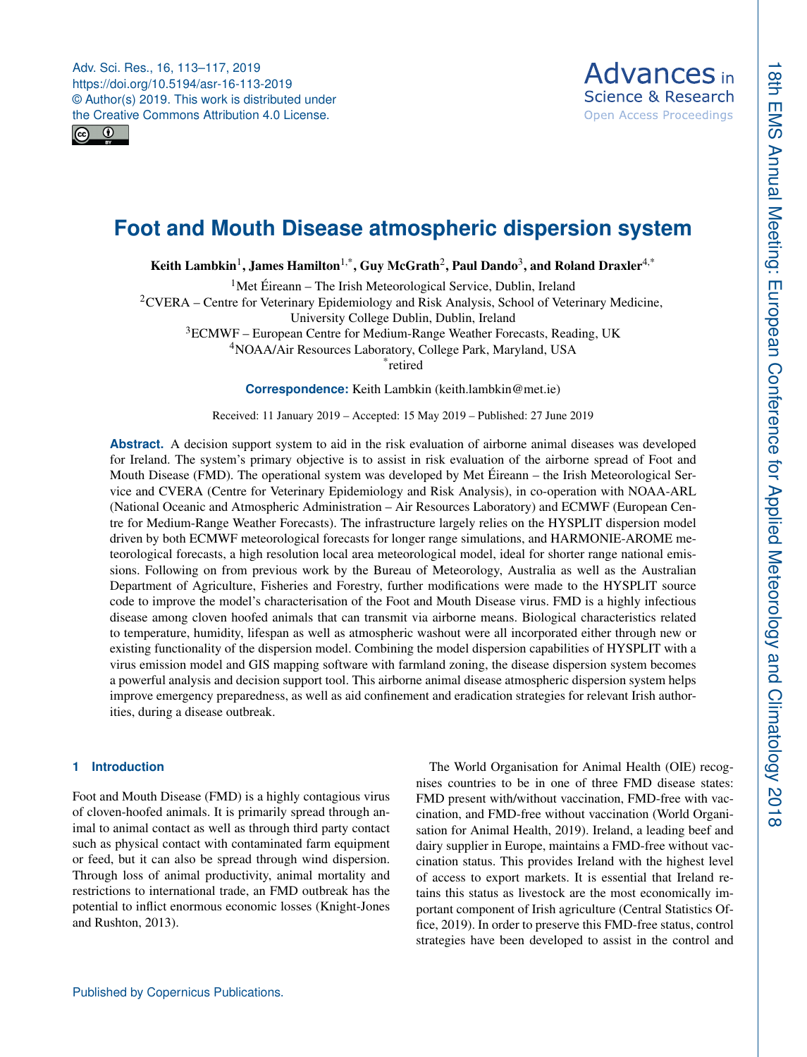# Foot and Mouth Disease atmospheric dispersion system

**Keith Lambkin[1], James Hamilton[1,*], Guy McGrath[2], Paul Dando[3], and Roland Draxler[4,*]**

[1]Met Éireann – The Irish Meteorological Service, Dublin, Ireland
[2]CVERA – Centre for Veterinary Epidemiology and Risk Analysis, School of Veterinary Medicine, University College Dublin, Dublin, Ireland
[3]ECMWF – European Centre for Medium-Range Weather Forecasts, Reading, UK
[4]NOAA/Air Resources Laboratory, College Park, Maryland, USA
[*]retired

**Correspondence:** Keith Lambkin (keith.lambkin@met.ie)

Received: 11 January 2019 – Accepted: 15 May 2019 – Published: 27 June 2019

**Abstract.** A decision support system to aid in the risk evaluation of airborne animal diseases was developed for Ireland. The system's primary objective is to assist in risk evaluation of the airborne spread of Foot and Mouth Disease (FMD). The operational system was developed by Met Éireann – the Irish Meteorological Service and CVERA (Centre for Veterinary Epidemiology and Risk Analysis), in co-operation with NOAA-ARL (National Oceanic and Atmospheric Administration – Air Resources Laboratory) and ECMWF (European Centre for Medium-Range Weather Forecasts). The infrastructure largely relies on the HYSPLIT dispersion model driven by both ECMWF meteorological forecasts for longer range simulations, and HARMONIE-AROME meteorological forecasts, a high resolution local area meteorological model, ideal for shorter range national emissions. Following on from previous work by the Bureau of Meteorology, Australia as well as the Australian Department of Agriculture, Fisheries and Forestry, further modifications were made to the HYSPLIT source code to improve the model's characterisation of the Foot and Mouth Disease virus. FMD is a highly infectious disease among cloven hoofed animals that can transmit via airborne means. Biological characteristics related to temperature, humidity, lifespan as well as atmospheric washout were all incorporated either through new or existing functionality of the dispersion model. Combining the model dispersion capabilities of HYSPLIT with a virus emission model and GIS mapping software with farmland zoning, the disease dispersion system becomes a powerful analysis and decision support tool. This airborne animal disease atmospheric dispersion system helps improve emergency preparedness, as well as aid confinement and eradication strategies for relevant Irish authorities, during a disease outbreak.

## 1 Introduction

Foot and Mouth Disease (FMD) is a highly contagious virus of cloven-hoofed animals. It is primarily spread through animal to animal contact as well as through third party contact such as physical contact with contaminated farm equipment or feed, but it can also be spread through wind dispersion. Through loss of animal productivity, animal mortality and restrictions to international trade, an FMD outbreak has the potential to inflict enormous economic losses (Knight-Jones and Rushton, 2013).

The World Organisation for Animal Health (OIE) recognises countries to be in one of three FMD disease states: FMD present with/without vaccination, FMD-free with vaccination, and FMD-free without vaccination (World Organisation for Animal Health, 2019). Ireland, a leading beef and dairy supplier in Europe, maintains a FMD-free without vaccination status. This provides Ireland with the highest level of access to export markets. It is essential that Ireland retains this status as livestock are the most economically important component of Irish agriculture (Central Statistics Office, 2019). In order to preserve this FMD-free status, control strategies have been developed to assist in the control and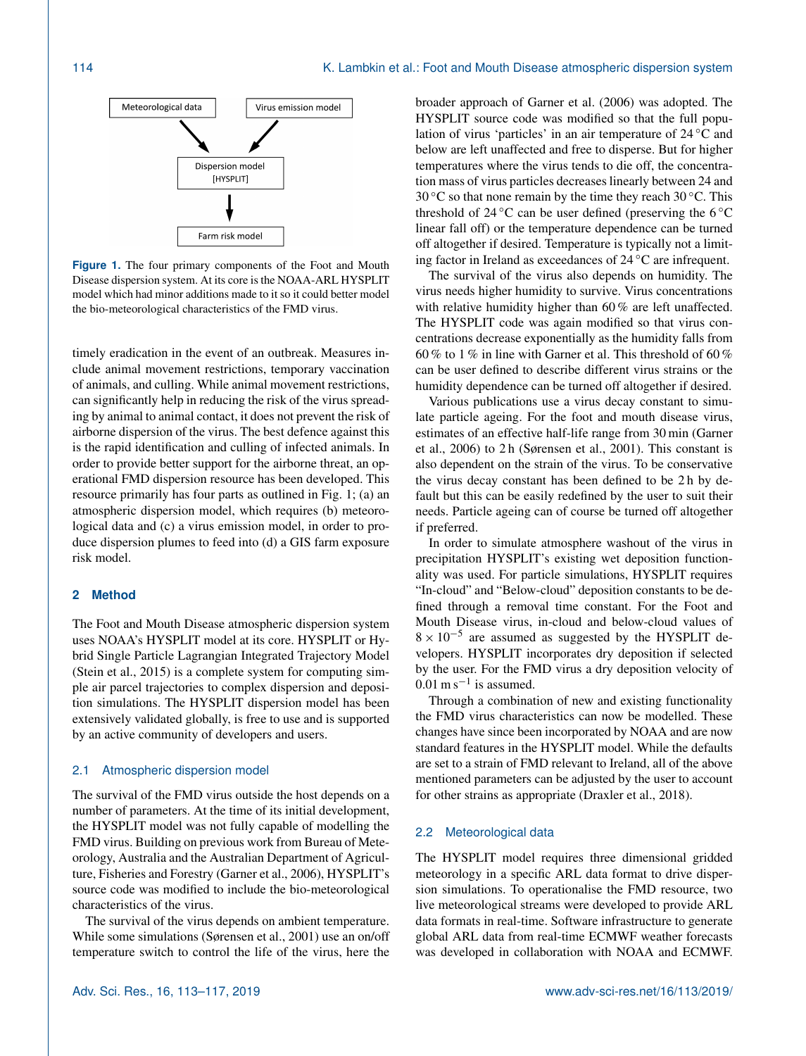Figure 1. The four primary components of the Foot and Mouth Disease dispersion system. At its core is the NOAA-ARL HYSPLIT model which had minor additions made to it so it could better model the bio-meteorological characteristics of the FMD virus.

timely eradication in the event of an outbreak. Measures include animal movement restrictions, temporary vaccination of animals, and culling. While animal movement restrictions, can significantly help in reducing the risk of the virus spreading by animal to animal contact, it does not prevent the risk of airborne dispersion of the virus. The best defence against this is the rapid identification and culling of infected animals. In order to provide better support for the airborne threat, an operational FMD dispersion resource has been developed. This resource primarily has four parts as outlined in Fig. 1; (a) an atmospheric dispersion model, which requires (b) meteorological data and (c) a virus emission model, in order to produce dispersion plumes to feed into (d) a GIS farm exposure risk model.

## 2 Method

The Foot and Mouth Disease atmospheric dispersion system uses NOAA's HYSPLIT model at its core. HYSPLIT or Hybrid Single Particle Lagrangian Integrated Trajectory Model (Stein et al., 2015) is a complete system for computing simple air parcel trajectories to complex dispersion and deposition simulations. The HYSPLIT dispersion model has been extensively validated globally, is free to use and is supported by an active community of developers and users.

### 2.1 Atmospheric dispersion model

The survival of the FMD virus outside the host depends on a number of parameters. At the time of its initial development, the HYSPLIT model was not fully capable of modelling the FMD virus. Building on previous work from Bureau of Meteorology, Australia and the Australian Department of Agriculture, Fisheries and Forestry (Garner et al., 2006), HYSPLIT's source code was modified to include the bio-meteorological characteristics of the virus.

The survival of the virus depends on ambient temperature. While some simulations (Sørensen et al., 2001) use an on/off temperature switch to control the life of the virus, here the broader approach of Garner et al. (2006) was adopted. The HYSPLIT source code was modified so that the full population of virus 'particles' in an air temperature of 24 °C and below are left unaffected and free to disperse. But for higher temperatures where the virus tends to die off, the concentration mass of virus particles decreases linearly between 24 and 30 °C so that none remain by the time they reach 30 °C. This threshold of 24 °C can be user defined (preserving the 6 °C linear fall off) or the temperature dependence can be turned off altogether if desired. Temperature is typically not a limiting factor in Ireland as exceedances of 24 °C are infrequent.

The survival of the virus also depends on humidity. The virus needs higher humidity to survive. Virus concentrations with relative humidity higher than 60 % are left unaffected. The HYSPLIT code was again modified so that virus concentrations decrease exponentially as the humidity falls from 60 % to 1 % in line with Garner et al. This threshold of 60 % can be user defined to describe different virus strains or the humidity dependence can be turned off altogether if desired.

Various publications use a virus decay constant to simulate particle ageing. For the foot and mouth disease virus, estimates of an effective half-life range from 30 min (Garner et al., 2006) to 2 h (Sørensen et al., 2001). This constant is also dependent on the strain of the virus. To be conservative the virus decay constant has been defined to be 2 h by default but this can be easily redefined by the user to suit their needs. Particle ageing can of course be turned off altogether if preferred.

In order to simulate atmosphere washout of the virus in precipitation HYSPLIT's existing wet deposition functionality was used. For particle simulations, HYSPLIT requires "In-cloud" and "Below-cloud" deposition constants to be defined through a removal time constant. For the Foot and Mouth Disease virus, in-cloud and below-cloud values of $8 \times 10^{-5}$ are assumed as suggested by the HYSPLIT developers. HYSPLIT incorporates dry deposition if selected by the user. For the FMD virus a dry deposition velocity of $0.01\ \mathrm{m\,s^{-1}}$ is assumed.

Through a combination of new and existing functionality the FMD virus characteristics can now be modelled. These changes have since been incorporated by NOAA and are now standard features in the HYSPLIT model. While the defaults are set to a strain of FMD relevant to Ireland, all of the above mentioned parameters can be adjusted by the user to account for other strains as appropriate (Draxler et al., 2018).

### 2.2 Meteorological data

The HYSPLIT model requires three dimensional gridded meteorology in a specific ARL data format to drive dispersion simulations. To operationalise the FMD resource, two live meteorological streams were developed to provide ARL data formats in real-time. Software infrastructure to generate global ARL data from real-time ECMWF weather forecasts was developed in collaboration with NOAA and ECMWF.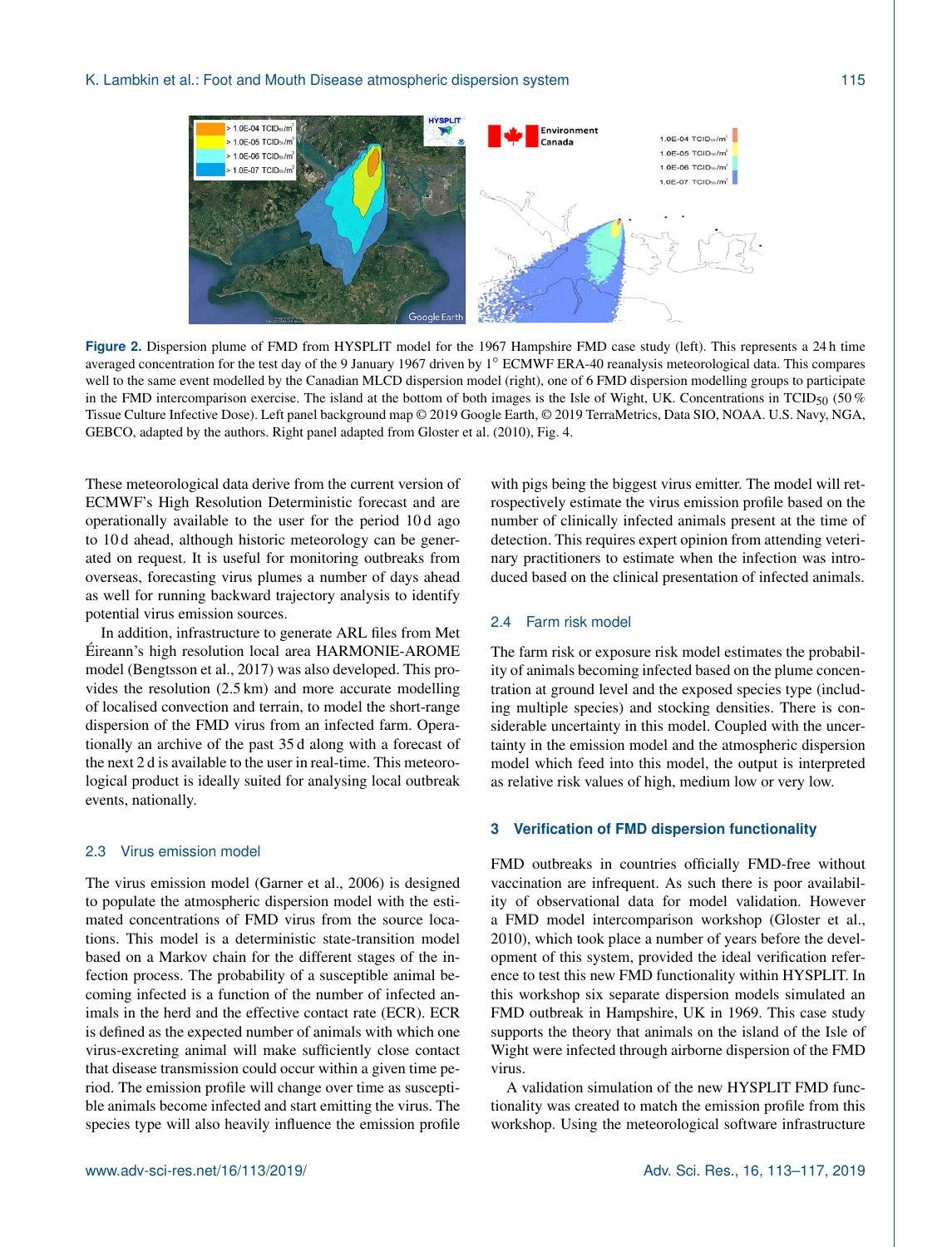**Figure 2.** Dispersion plume of FMD from HYSPLIT model for the 1967 Hampshire FMD case study (left). This represents a 24 h time averaged concentration for the test day of the 9 January 1967 driven by 1° ECMWF ERA-40 reanalysis meteorological data. This compares well to the same event modelled by the Canadian MLCD dispersion model (right), one of 6 FMD dispersion modelling groups to participate in the FMD intercomparison exercise. The island at the bottom of both images is the Isle of Wight, UK. Concentrations in $TCID_{50}$ (50 % Tissue Culture Infective Dose). Left panel background map © 2019 Google Earth, © 2019 TerraMetrics, Data SIO, NOAA. U.S. Navy, NGA, GEBCO, adapted by the authors. Right panel adapted from Gloster et al. (2010), Fig. 4.

These meteorological data derive from the current version of ECMWF's High Resolution Deterministic forecast and are operationally available to the user for the period 10 d ago to 10 d ahead, although historic meteorology can be generated on request. It is useful for monitoring outbreaks from overseas, forecasting virus plumes a number of days ahead as well for running backward trajectory analysis to identify potential virus emission sources.

In addition, infrastructure to generate ARL files from Met Éireann's high resolution local area HARMONIE-AROME model (Bengtsson et al., 2017) was also developed. This provides the resolution (2.5 km) and more accurate modelling of localised convection and terrain, to model the short-range dispersion of the FMD virus from an infected farm. Operationally an archive of the past 35 d along with a forecast of the next 2 d is available to the user in real-time. This meteorological product is ideally suited for analysing local outbreak events, nationally.

### 2.3 Virus emission model

The virus emission model (Garner et al., 2006) is designed to populate the atmospheric dispersion model with the estimated concentrations of FMD virus from the source locations. This model is a deterministic state-transition model based on a Markov chain for the different stages of the infection process. The probability of a susceptible animal becoming infected is a function of the number of infected animals in the herd and the effective contact rate (ECR). ECR is defined as the expected number of animals with which one virus-excreting animal will make sufficiently close contact that disease transmission could occur within a given time period. The emission profile will change over time as susceptible animals become infected and start emitting the virus. The species type will also heavily influence the emission profile with pigs being the biggest virus emitter. The model will retrospectively estimate the virus emission profile based on the number of clinically infected animals present at the time of detection. This requires expert opinion from attending veterinary practitioners to estimate when the infection was introduced based on the clinical presentation of infected animals.

### 2.4 Farm risk model

The farm risk or exposure risk model estimates the probability of animals becoming infected based on the plume concentration at ground level and the exposed species type (including multiple species) and stocking densities. There is considerable uncertainty in this model. Coupled with the uncertainty in the emission model and the atmospheric dispersion model which feed into this model, the output is interpreted as relative risk values of high, medium low or very low.

## 3 Verification of FMD dispersion functionality

FMD outbreaks in countries officially FMD-free without vaccination are infrequent. As such there is poor availability of observational data for model validation. However a FMD model intercomparison workshop (Gloster et al., 2010), which took place a number of years before the development of this system, provided the ideal verification reference to test this new FMD functionality within HYSPLIT. In this workshop six separate dispersion models simulated an FMD outbreak in Hampshire, UK in 1969. This case study supports the theory that animals on the island of the Isle of Wight were infected through airborne dispersion of the FMD virus.

A validation simulation of the new HYSPLIT FMD functionality was created to match the emission profile from this workshop. Using the meteorological software infrastructure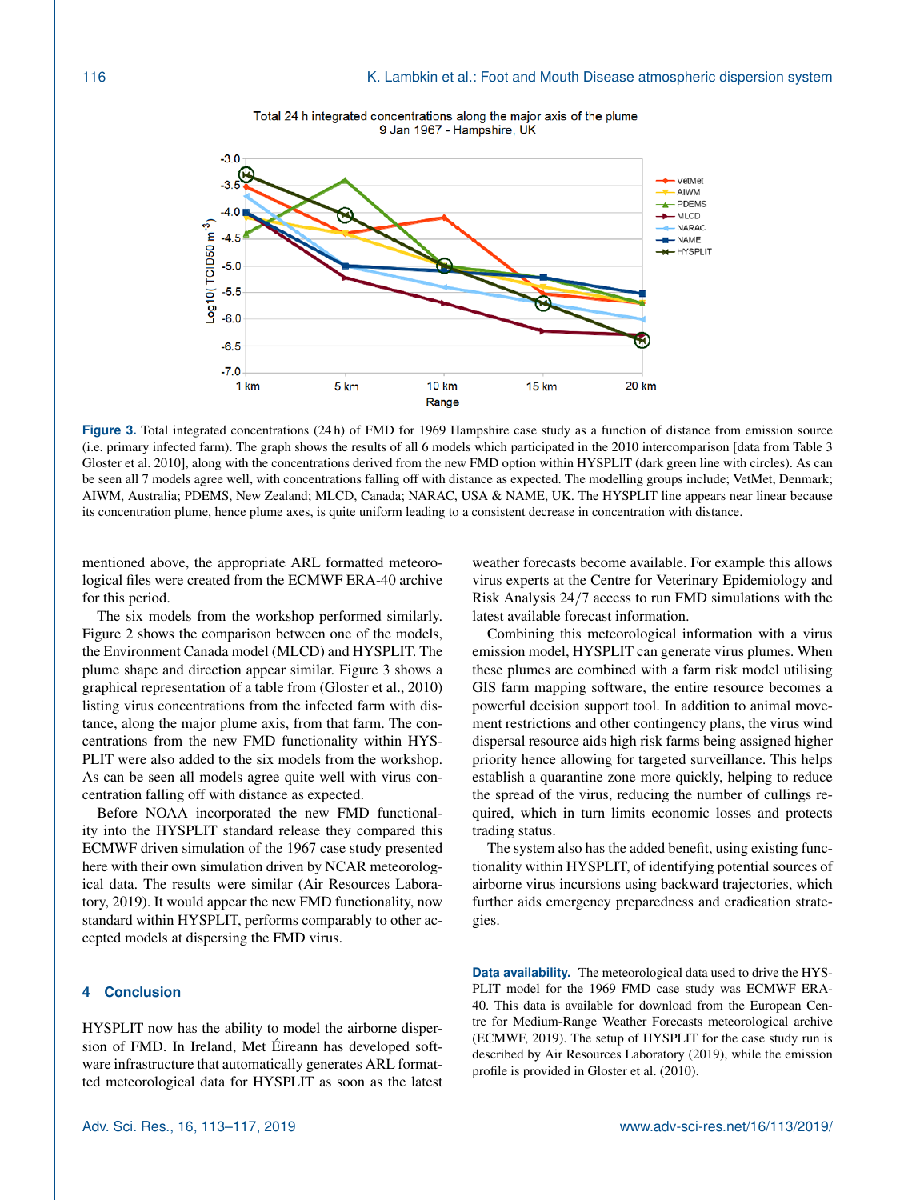Figure 3. Total integrated concentrations (24 h) of FMD for 1969 Hampshire case study as a function of distance from emission source (i.e. primary infected farm). The graph shows the results of all 6 models which participated in the 2010 intercomparison [data from Table 3 Gloster et al. 2010], along with the concentrations derived from the new FMD option within HYSPLIT (dark green line with circles). As can be seen all 7 models agree well, with concentrations falling off with distance as expected. The modelling groups include; VetMet, Denmark; AIWM, Australia; PDEMS, New Zealand; MLCD, Canada; NARAC, USA & NAME, UK. The HYSPLIT line appears near linear because its concentration plume, hence plume axes, is quite uniform leading to a consistent decrease in concentration with distance.

mentioned above, the appropriate ARL formatted meteorological files were created from the ECMWF ERA-40 archive for this period.

The six models from the workshop performed similarly. Figure 2 shows the comparison between one of the models, the Environment Canada model (MLCD) and HYSPLIT. The plume shape and direction appear similar. Figure 3 shows a graphical representation of a table from (Gloster et al., 2010) listing virus concentrations from the infected farm with distance, along the major plume axis, from that farm. The concentrations from the new FMD functionality within HYSPLIT were also added to the six models from the workshop. As can be seen all models agree quite well with virus concentration falling off with distance as expected.

Before NOAA incorporated the new FMD functionality into the HYSPLIT standard release they compared this ECMWF driven simulation of the 1967 case study presented here with their own simulation driven by NCAR meteorological data. The results were similar (Air Resources Laboratory, 2019). It would appear the new FMD functionality, now standard within HYSPLIT, performs comparably to other accepted models at dispersing the FMD virus.

## 4 Conclusion

HYSPLIT now has the ability to model the airborne dispersion of FMD. In Ireland, Met Éireann has developed software infrastructure that automatically generates ARL formatted meteorological data for HYSPLIT as soon as the latest weather forecasts become available. For example this allows virus experts at the Centre for Veterinary Epidemiology and Risk Analysis 24/7 access to run FMD simulations with the latest available forecast information.

Combining this meteorological information with a virus emission model, HYSPLIT can generate virus plumes. When these plumes are combined with a farm risk model utilising GIS farm mapping software, the entire resource becomes a powerful decision support tool. In addition to animal movement restrictions and other contingency plans, the virus wind dispersal resource aids high risk farms being assigned higher priority hence allowing for targeted surveillance. This helps establish a quarantine zone more quickly, helping to reduce the spread of the virus, reducing the number of cullings required, which in turn limits economic losses and protects trading status.

The system also has the added benefit, using existing functionality within HYSPLIT, of identifying potential sources of airborne virus incursions using backward trajectories, which further aids emergency preparedness and eradication strategies.

**Data availability.** The meteorological data used to drive the HYSPLIT model for the 1969 FMD case study was ECMWF ERA-40. This data is available for download from the European Centre for Medium-Range Weather Forecasts meteorological archive (ECMWF, 2019). The setup of HYSPLIT for the case study run is described by Air Resources Laboratory (2019), while the emission profile is provided in Gloster et al. (2010).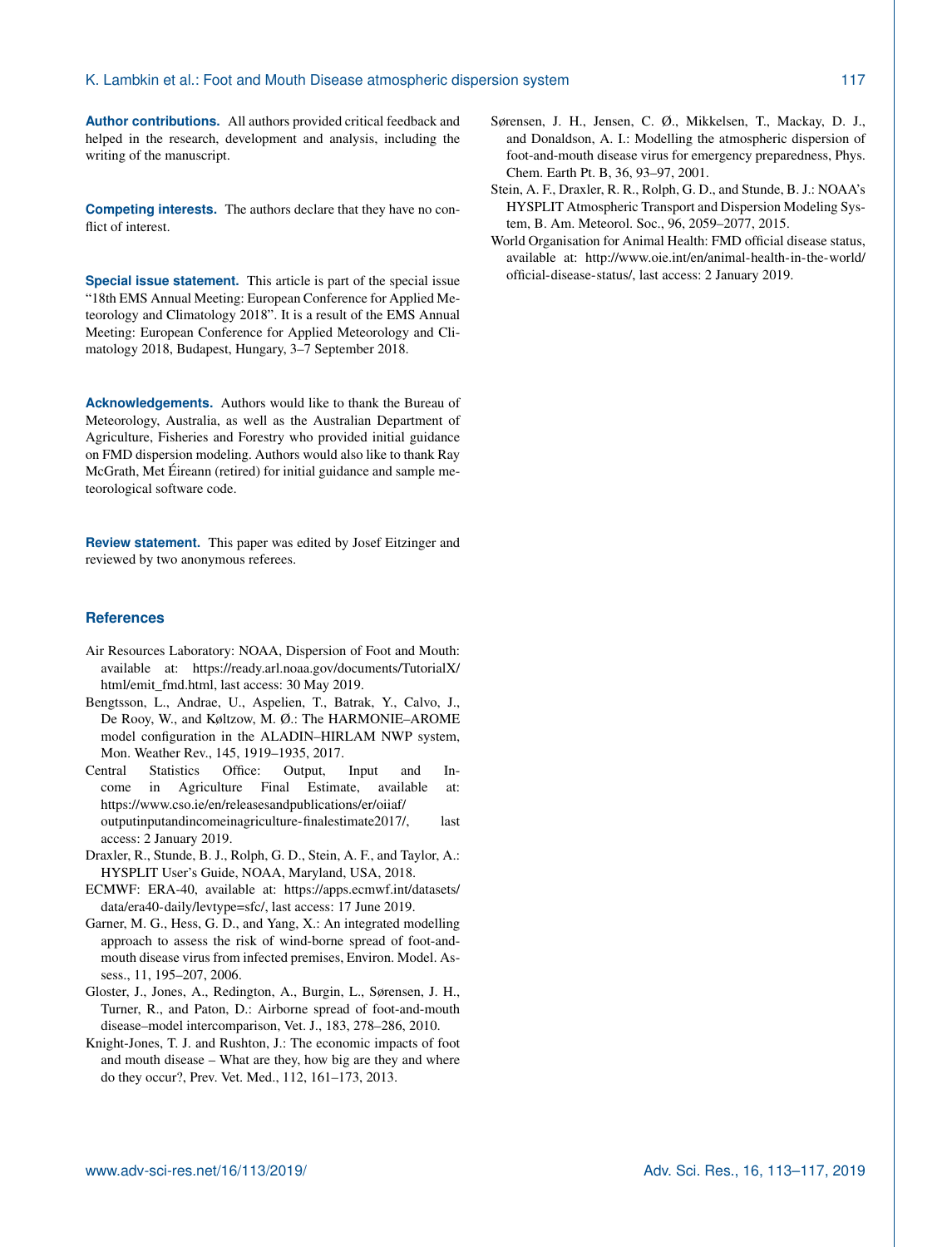**Author contributions.** All authors provided critical feedback and helped in the research, development and analysis, including the writing of the manuscript.

**Competing interests.** The authors declare that they have no conflict of interest.

**Special issue statement.** This article is part of the special issue "18th EMS Annual Meeting: European Conference for Applied Meteorology and Climatology 2018". It is a result of the EMS Annual Meeting: European Conference for Applied Meteorology and Climatology 2018, Budapest, Hungary, 3–7 September 2018.

**Acknowledgements.** Authors would like to thank the Bureau of Meteorology, Australia, as well as the Australian Department of Agriculture, Fisheries and Forestry who provided initial guidance on FMD dispersion modeling. Authors would also like to thank Ray McGrath, Met Éireann (retired) for initial guidance and sample meteorological software code.

**Review statement.** This paper was edited by Josef Eitzinger and reviewed by two anonymous referees.

## References

Air Resources Laboratory: NOAA, Dispersion of Foot and Mouth: available at: https://ready.arl.noaa.gov/documents/TutorialX/html/emit_fmd.html, last access: 30 May 2019.

Bengtsson, L., Andrae, U., Aspelien, T., Batrak, Y., Calvo, J., De Rooy, W., and Køltzow, M. Ø.: The HARMONIE–AROME model configuration in the ALADIN–HIRLAM NWP system, Mon. Weather Rev., 145, 1919–1935, 2017.

Central Statistics Office: Output, Input and Income in Agriculture Final Estimate, available at: https://www.cso.ie/en/releasesandpublications/er/oiiaf/outputinputandincomeinagriculture-finalestimate2017/, last access: 2 January 2019.

Draxler, R., Stunde, B. J., Rolph, G. D., Stein, A. F., and Taylor, A.: HYSPLIT User's Guide, NOAA, Maryland, USA, 2018.

ECMWF: ERA-40, available at: https://apps.ecmwf.int/datasets/data/era40-daily/levtype=sfc/, last access: 17 June 2019.

Garner, M. G., Hess, G. D., and Yang, X.: An integrated modelling approach to assess the risk of wind-borne spread of foot-and-mouth disease virus from infected premises, Environ. Model. Assess., 11, 195–207, 2006.

Gloster, J., Jones, A., Redington, A., Burgin, L., Sørensen, J. H., Turner, R., and Paton, D.: Airborne spread of foot-and-mouth disease–model intercomparison, Vet. J., 183, 278–286, 2010.

Knight-Jones, T. J. and Rushton, J.: The economic impacts of foot and mouth disease – What are they, how big are they and where do they occur?, Prev. Vet. Med., 112, 161–173, 2013.

Sørensen, J. H., Jensen, C. Ø., Mikkelsen, T., Mackay, D. J., and Donaldson, A. I.: Modelling the atmospheric dispersion of foot-and-mouth disease virus for emergency preparedness, Phys. Chem. Earth Pt. B, 36, 93–97, 2001.

Stein, A. F., Draxler, R. R., Rolph, G. D., and Stunde, B. J.: NOAA's HYSPLIT Atmospheric Transport and Dispersion Modeling System, B. Am. Meteorol. Soc., 96, 2059–2077, 2015.

World Organisation for Animal Health: FMD official disease status, available at: http://www.oie.int/en/animal-health-in-the-world/official-disease-status/, last access: 2 January 2019.